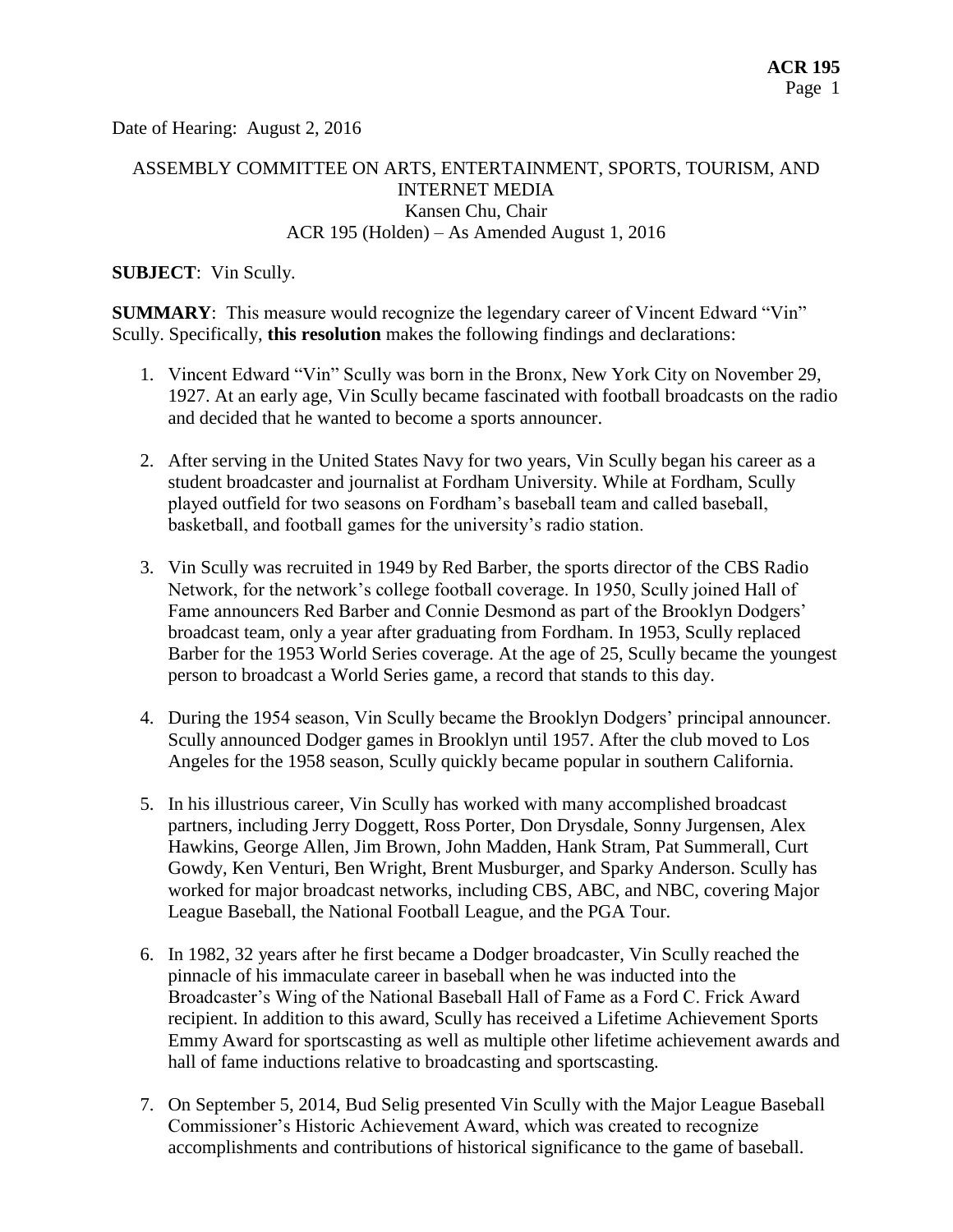Date of Hearing: August 2, 2016

ASSEMBLY COMMITTEE ON ARTS, ENTERTAINMENT, SPORTS, TOURISM, AND INTERNET MEDIA
Kansen Chu, Chair
ACR 195 (Holden) – As Amended August 1, 2016

**SUBJECT**: Vin Scully.

**SUMMARY**: This measure would recognize the legendary career of Vincent Edward "Vin" Scully. Specifically, **this resolution** makes the following findings and declarations:

1. Vincent Edward "Vin" Scully was born in the Bronx, New York City on November 29, 1927. At an early age, Vin Scully became fascinated with football broadcasts on the radio and decided that he wanted to become a sports announcer.

2. After serving in the United States Navy for two years, Vin Scully began his career as a student broadcaster and journalist at Fordham University. While at Fordham, Scully played outfield for two seasons on Fordham's baseball team and called baseball, basketball, and football games for the university's radio station.

3. Vin Scully was recruited in 1949 by Red Barber, the sports director of the CBS Radio Network, for the network's college football coverage. In 1950, Scully joined Hall of Fame announcers Red Barber and Connie Desmond as part of the Brooklyn Dodgers' broadcast team, only a year after graduating from Fordham. In 1953, Scully replaced Barber for the 1953 World Series coverage. At the age of 25, Scully became the youngest person to broadcast a World Series game, a record that stands to this day.

4. During the 1954 season, Vin Scully became the Brooklyn Dodgers' principal announcer. Scully announced Dodger games in Brooklyn until 1957. After the club moved to Los Angeles for the 1958 season, Scully quickly became popular in southern California.

5. In his illustrious career, Vin Scully has worked with many accomplished broadcast partners, including Jerry Doggett, Ross Porter, Don Drysdale, Sonny Jurgensen, Alex Hawkins, George Allen, Jim Brown, John Madden, Hank Stram, Pat Summerall, Curt Gowdy, Ken Venturi, Ben Wright, Brent Musburger, and Sparky Anderson. Scully has worked for major broadcast networks, including CBS, ABC, and NBC, covering Major League Baseball, the National Football League, and the PGA Tour.

6. In 1982, 32 years after he first became a Dodger broadcaster, Vin Scully reached the pinnacle of his immaculate career in baseball when he was inducted into the Broadcaster's Wing of the National Baseball Hall of Fame as a Ford C. Frick Award recipient. In addition to this award, Scully has received a Lifetime Achievement Sports Emmy Award for sportscasting as well as multiple other lifetime achievement awards and hall of fame inductions relative to broadcasting and sportscasting.

7. On September 5, 2014, Bud Selig presented Vin Scully with the Major League Baseball Commissioner's Historic Achievement Award, which was created to recognize accomplishments and contributions of historical significance to the game of baseball.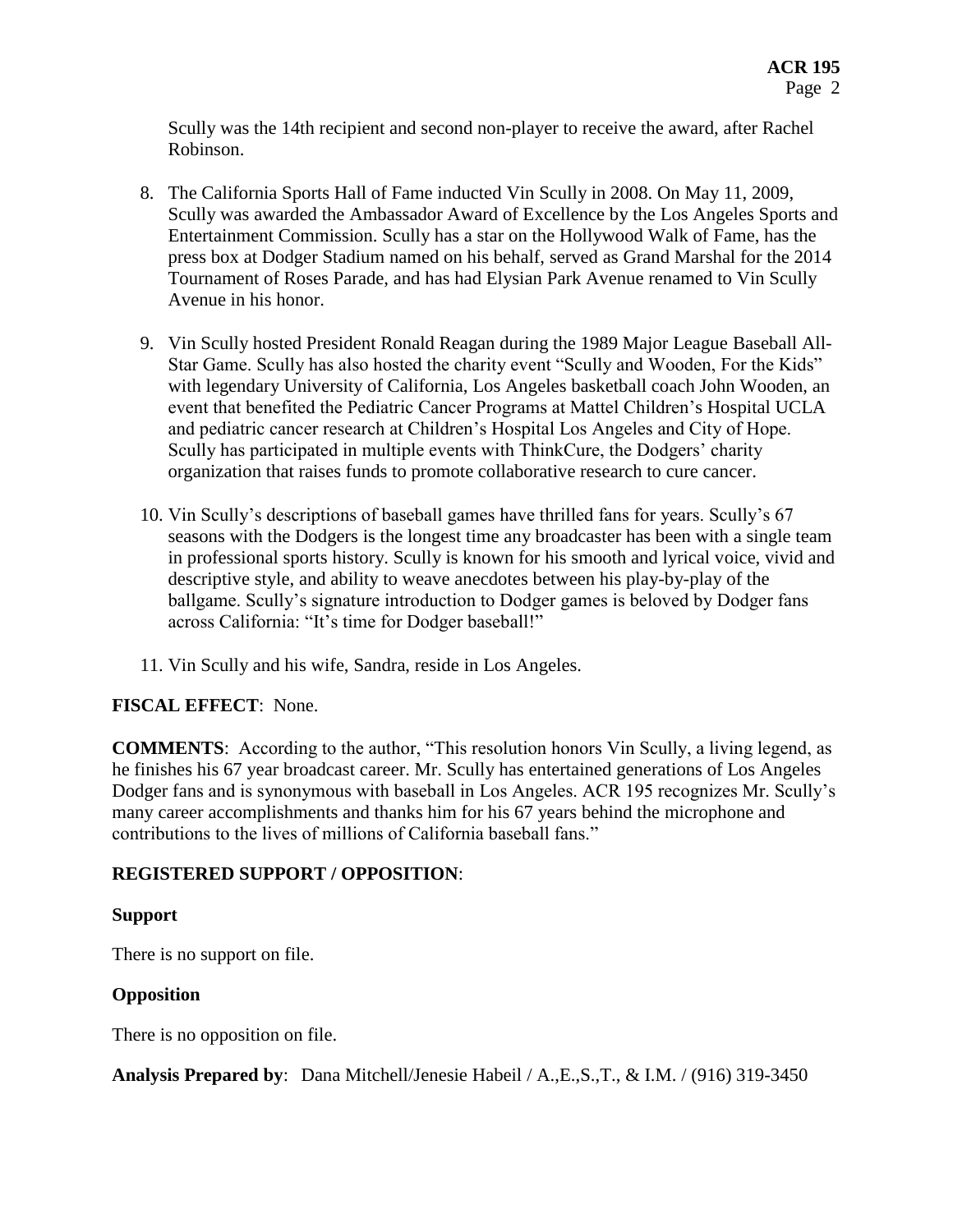Scully was the 14th recipient and second non-player to receive the award, after Rachel Robinson.

8. The California Sports Hall of Fame inducted Vin Scully in 2008. On May 11, 2009, Scully was awarded the Ambassador Award of Excellence by the Los Angeles Sports and Entertainment Commission. Scully has a star on the Hollywood Walk of Fame, has the press box at Dodger Stadium named on his behalf, served as Grand Marshal for the 2014 Tournament of Roses Parade, and has had Elysian Park Avenue renamed to Vin Scully Avenue in his honor.

9. Vin Scully hosted President Ronald Reagan during the 1989 Major League Baseball All-Star Game. Scully has also hosted the charity event "Scully and Wooden, For the Kids" with legendary University of California, Los Angeles basketball coach John Wooden, an event that benefited the Pediatric Cancer Programs at Mattel Children's Hospital UCLA and pediatric cancer research at Children's Hospital Los Angeles and City of Hope. Scully has participated in multiple events with ThinkCure, the Dodgers' charity organization that raises funds to promote collaborative research to cure cancer.

10. Vin Scully's descriptions of baseball games have thrilled fans for years. Scully's 67 seasons with the Dodgers is the longest time any broadcaster has been with a single team in professional sports history. Scully is known for his smooth and lyrical voice, vivid and descriptive style, and ability to weave anecdotes between his play-by-play of the ballgame. Scully's signature introduction to Dodger games is beloved by Dodger fans across California: "It's time for Dodger baseball!"

11. Vin Scully and his wife, Sandra, reside in Los Angeles.

**FISCAL EFFECT**: None.

**COMMENTS**: According to the author, "This resolution honors Vin Scully, a living legend, as he finishes his 67 year broadcast career. Mr. Scully has entertained generations of Los Angeles Dodger fans and is synonymous with baseball in Los Angeles. ACR 195 recognizes Mr. Scully's many career accomplishments and thanks him for his 67 years behind the microphone and contributions to the lives of millions of California baseball fans."

**REGISTERED SUPPORT / OPPOSITION**:

**Support**

There is no support on file.

**Opposition**

There is no opposition on file.

**Analysis Prepared by**: Dana Mitchell/Jenesie Habeil / A.,E.,S.,T., & I.M. / (916) 319-3450